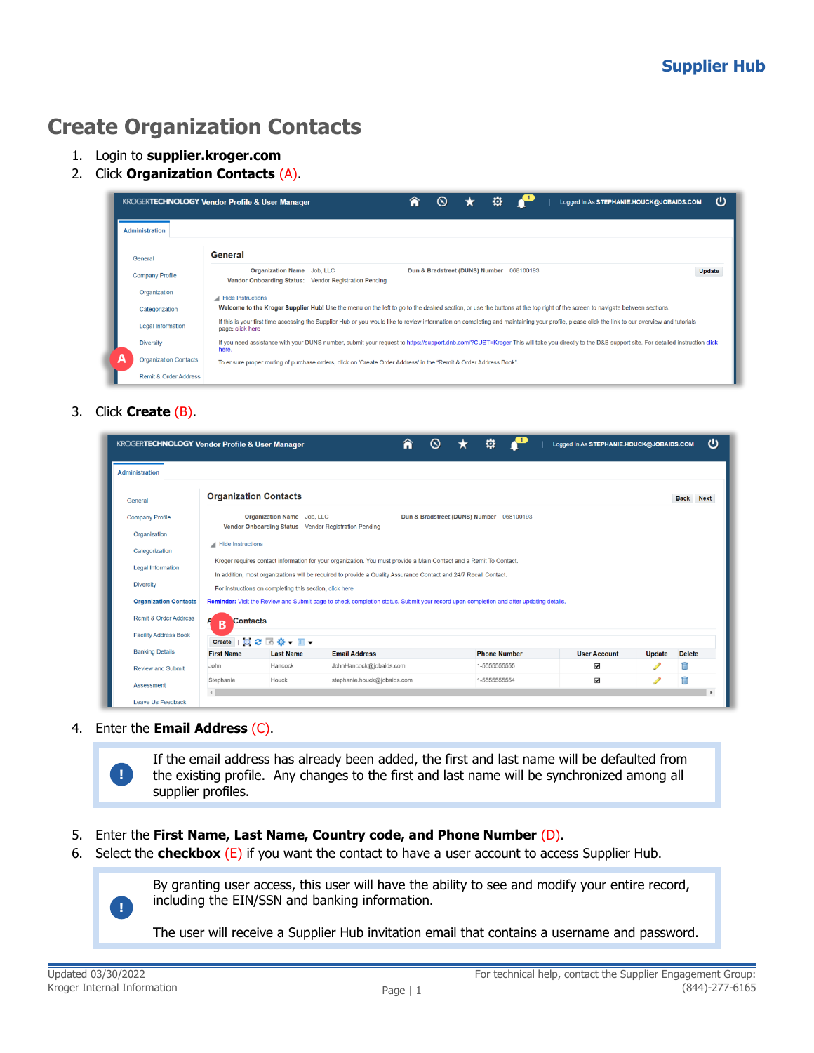# Create Organization Contacts

1. Login to **supplier.kroger.com**
2. Click **Organization Contacts** (A).
3. Click **Create** (B).
4. Enter the **Email Address** (C).

> If the email address has already been added, the first and last name will be defaulted from the existing profile. Any changes to the first and last name will be synchronized among all supplier profiles.

5. Enter the **First Name, Last Name, Country code, and Phone Number** (D).
6. Select the **checkbox** (E) if you want the contact to have a user account to access Supplier Hub.

> By granting user access, this user will have the ability to see and modify your entire record, including the EIN/SSN and banking information.
>
> The user will receive a Supplier Hub invitation email that contains a username and password.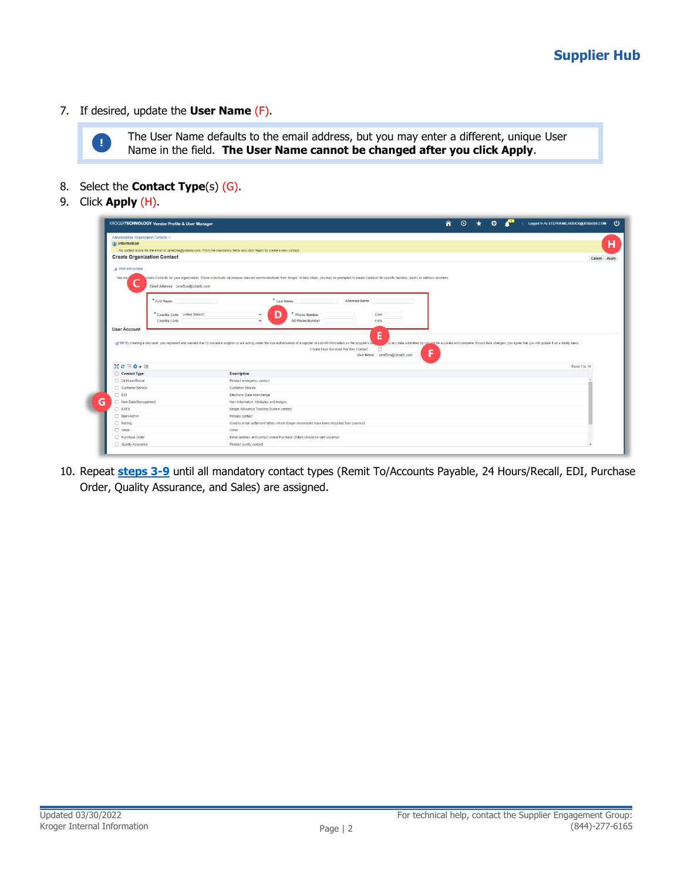7. If desired, update the **User Name** (F).

> The User Name defaults to the email address, but you may enter a different, unique User Name in the field. **The User Name cannot be changed after you click Apply**.

8. Select the **Contact Type**(s) (G).
9. Click **Apply** (H).

10. Repeat **steps 3-9** until all mandatory contact types (Remit To/Accounts Payable, 24 Hours/Recall, EDI, Purchase Order, Quality Assurance, and Sales) are assigned.